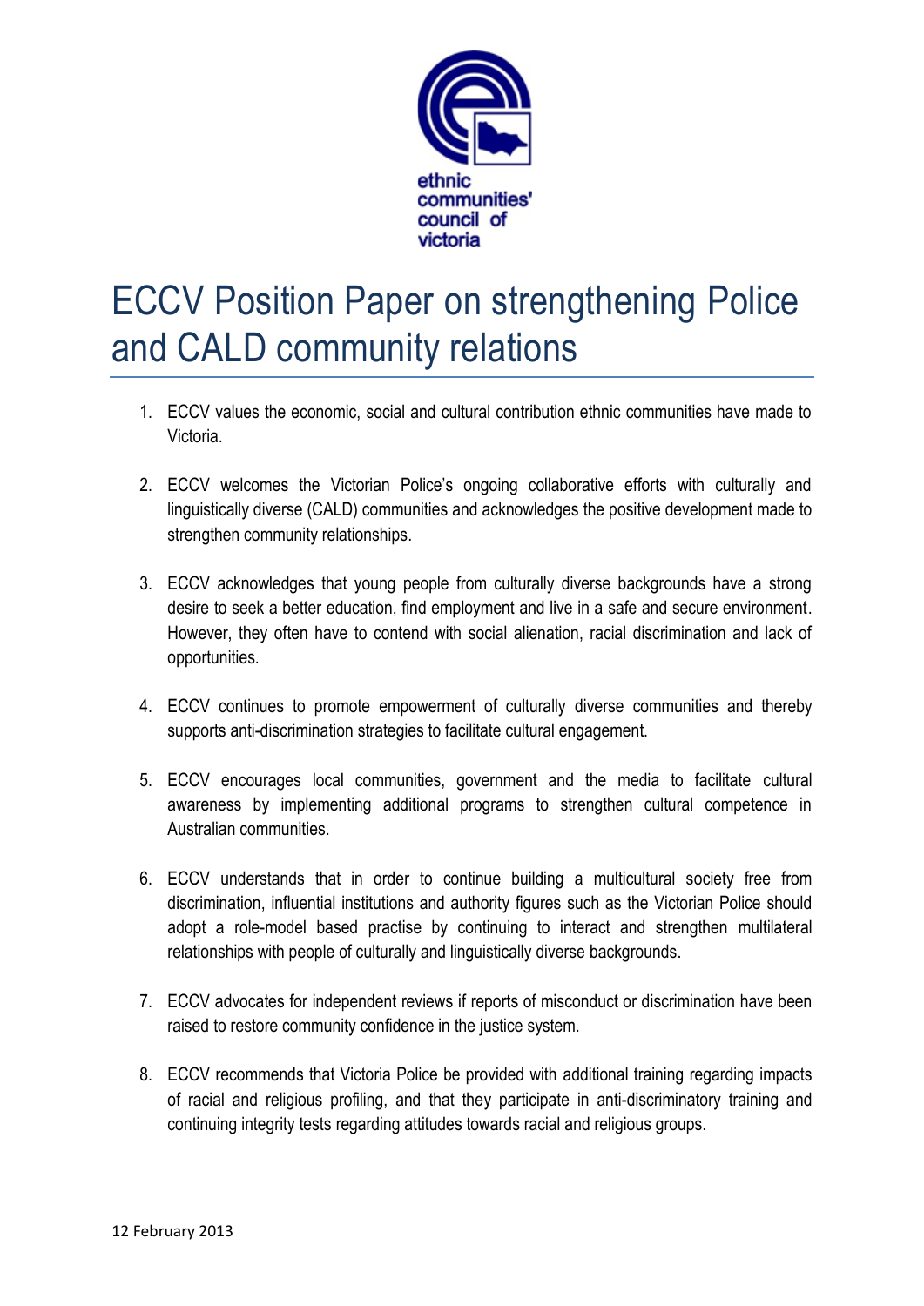ethnic communities' council of victoria

# ECCV Position Paper on strengthening Police and CALD community relations

1. ECCV values the economic, social and cultural contribution ethnic communities have made to Victoria.

2. ECCV welcomes the Victorian Police's ongoing collaborative efforts with culturally and linguistically diverse (CALD) communities and acknowledges the positive development made to strengthen community relationships.

3. ECCV acknowledges that young people from culturally diverse backgrounds have a strong desire to seek a better education, find employment and live in a safe and secure environment. However, they often have to contend with social alienation, racial discrimination and lack of opportunities.

4. ECCV continues to promote empowerment of culturally diverse communities and thereby supports anti-discrimination strategies to facilitate cultural engagement.

5. ECCV encourages local communities, government and the media to facilitate cultural awareness by implementing additional programs to strengthen cultural competence in Australian communities.

6. ECCV understands that in order to continue building a multicultural society free from discrimination, influential institutions and authority figures such as the Victorian Police should adopt a role-model based practise by continuing to interact and strengthen multilateral relationships with people of culturally and linguistically diverse backgrounds.

7. ECCV advocates for independent reviews if reports of misconduct or discrimination have been raised to restore community confidence in the justice system.

8. ECCV recommends that Victoria Police be provided with additional training regarding impacts of racial and religious profiling, and that they participate in anti-discriminatory training and continuing integrity tests regarding attitudes towards racial and religious groups.

12 February 2013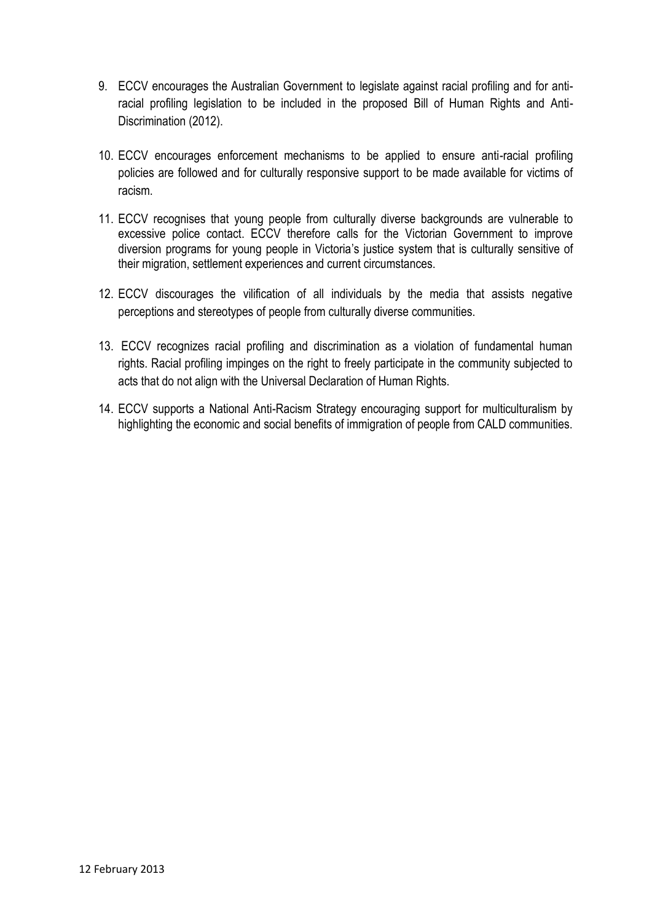9. ECCV encourages the Australian Government to legislate against racial profiling and for anti-racial profiling legislation to be included in the proposed Bill of Human Rights and Anti-Discrimination (2012).

10. ECCV encourages enforcement mechanisms to be applied to ensure anti-racial profiling policies are followed and for culturally responsive support to be made available for victims of racism.

11. ECCV recognises that young people from culturally diverse backgrounds are vulnerable to excessive police contact. ECCV therefore calls for the Victorian Government to improve diversion programs for young people in Victoria's justice system that is culturally sensitive of their migration, settlement experiences and current circumstances.

12. ECCV discourages the vilification of all individuals by the media that assists negative perceptions and stereotypes of people from culturally diverse communities.

13. ECCV recognizes racial profiling and discrimination as a violation of fundamental human rights. Racial profiling impinges on the right to freely participate in the community subjected to acts that do not align with the Universal Declaration of Human Rights.

14. ECCV supports a National Anti-Racism Strategy encouraging support for multiculturalism by highlighting the economic and social benefits of immigration of people from CALD communities.

12 February 2013